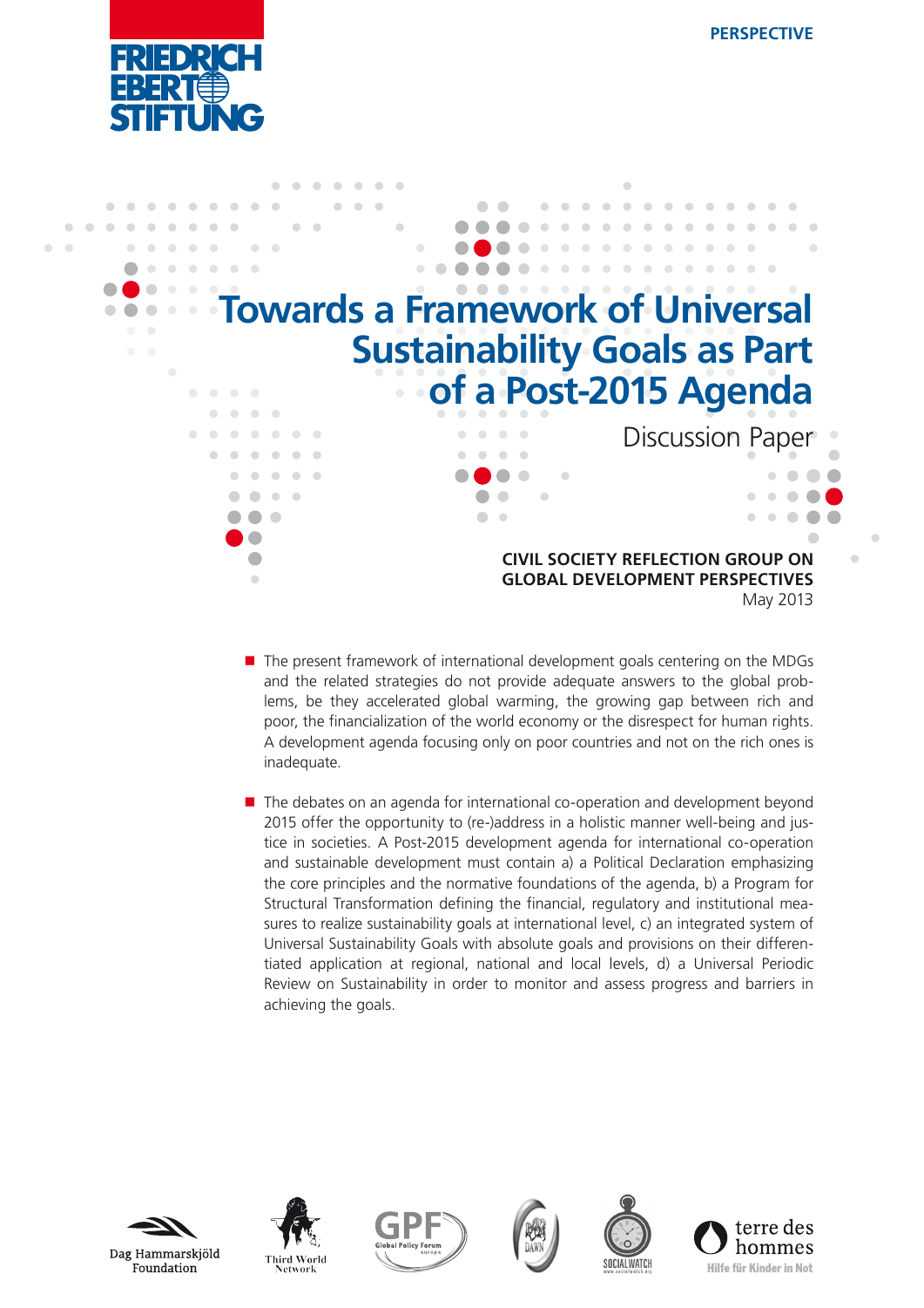PERSPECTIVE

# Towards a Framework of Universal Sustainability Goals as Part of a Post-2015 Agenda

Discussion Paper

**CIVIL SOCIETY REFLECTION GROUP ON GLOBAL DEVELOPMENT PERSPECTIVES**
May 2013

- The present framework of international development goals centering on the MDGs and the related strategies do not provide adequate answers to the global problems, be they accelerated global warming, the growing gap between rich and poor, the financialization of the world economy or the disrespect for human rights. A development agenda focusing only on poor countries and not on the rich ones is inadequate.

- The debates on an agenda for international co-operation and development beyond 2015 offer the opportunity to (re-)address in a holistic manner well-being and justice in societies. A Post-2015 development agenda for international co-operation and sustainable development must contain a) a Political Declaration emphasizing the core principles and the normative foundations of the agenda, b) a Program for Structural Transformation defining the financial, regulatory and institutional measures to realize sustainability goals at international level, c) an integrated system of Universal Sustainability Goals with absolute goals and provisions on their differentiated application at regional, national and local levels, d) a Universal Periodic Review on Sustainability in order to monitor and assess progress and barriers in achieving the goals.

Dag Hammarskjöld Foundation · Third World Network · GPF Global Policy Forum europe · DAWN · SOCIALWATCH · terre des hommes – Hilfe für Kinder in Not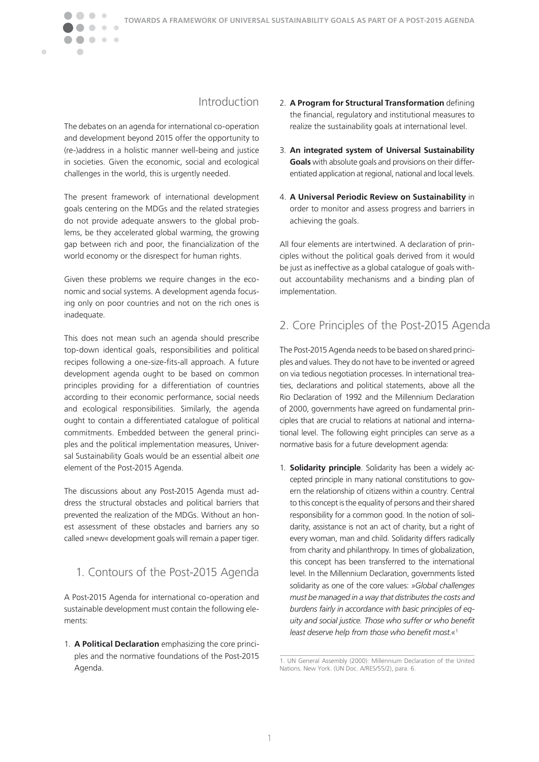## Introduction

The debates on an agenda for international co-operation and development beyond 2015 offer the opportunity to (re-)address in a holistic manner well-being and justice in societies. Given the economic, social and ecological challenges in the world, this is urgently needed.

The present framework of international development goals centering on the MDGs and the related strategies do not provide adequate answers to the global problems, be they accelerated global warming, the growing gap between rich and poor, the financialization of the world economy or the disrespect for human rights.

Given these problems we require changes in the economic and social systems. A development agenda focusing only on poor countries and not on the rich ones is inadequate.

This does not mean such an agenda should prescribe top-down identical goals, responsibilities and political recipes following a one-size-fits-all approach. A future development agenda ought to be based on common principles providing for a differentiation of countries according to their economic performance, social needs and ecological responsibilities. Similarly, the agenda ought to contain a differentiated catalogue of political commitments. Embedded between the general principles and the political implementation measures, Universal Sustainability Goals would be an essential albeit *one* element of the Post-2015 Agenda.

The discussions about any Post-2015 Agenda must address the structural obstacles and political barriers that prevented the realization of the MDGs. Without an honest assessment of these obstacles and barriers any so called »new« development goals will remain a paper tiger.

## 1. Contours of the Post-2015 Agenda

A Post-2015 Agenda for international co-operation and sustainable development must contain the following elements:

1. **A Political Declaration** emphasizing the core principles and the normative foundations of the Post-2015 Agenda.
2. **A Program for Structural Transformation** defining the financial, regulatory and institutional measures to realize the sustainability goals at international level.
3. **An integrated system of Universal Sustainability Goals** with absolute goals and provisions on their differentiated application at regional, national and local levels.
4. **A Universal Periodic Review on Sustainability** in order to monitor and assess progress and barriers in achieving the goals.

All four elements are intertwined. A declaration of principles without the political goals derived from it would be just as ineffective as a global catalogue of goals without accountability mechanisms and a binding plan of implementation.

## 2. Core Principles of the Post-2015 Agenda

The Post-2015 Agenda needs to be based on shared principles and values. They do not have to be invented or agreed on via tedious negotiation processes. In international treaties, declarations and political statements, above all the Rio Declaration of 1992 and the Millennium Declaration of 2000, governments have agreed on fundamental principles that are crucial to relations at national and international level. The following eight principles can serve as a normative basis for a future development agenda:

1. **Solidarity principle**. Solidarity has been a widely accepted principle in many national constitutions to govern the relationship of citizens within a country. Central to this concept is the equality of persons and their shared responsibility for a common good. In the notion of solidarity, assistance is not an act of charity, but a right of every woman, man and child. Solidarity differs radically from charity and philanthropy. In times of globalization, this concept has been transferred to the international level. In the Millennium Declaration, governments listed solidarity as one of the core values: »*Global challenges must be managed in a way that distributes the costs and burdens fairly in accordance with basic principles of equity and social justice. Those who suffer or who benefit least deserve help from those who benefit most.*«[1]

1. UN General Assembly (2000): Millennium Declaration of the United Nations. New York. (UN Doc. A/RES/55/2), para. 6.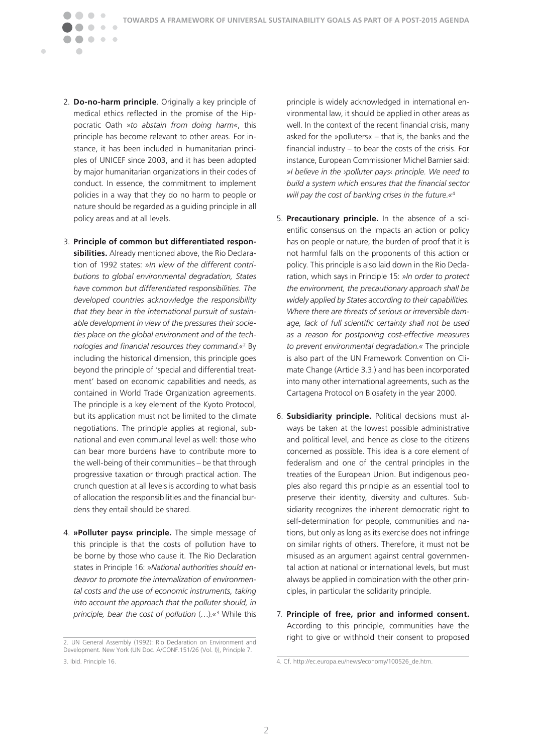2. **Do-no-harm principle**. Originally a key principle of medical ethics reflected in the promise of the Hippocratic Oath »*to abstain from doing harm*«, this principle has become relevant to other areas. For instance, it has been included in humanitarian principles of UNICEF since 2003, and it has been adopted by major humanitarian organizations in their codes of conduct. In essence, the commitment to implement policies in a way that they do no harm to people or nature should be regarded as a guiding principle in all policy areas and at all levels.

3. **Principle of common but differentiated responsibilities.** Already mentioned above, the Rio Declaration of 1992 states: »*In view of the different contributions to global environmental degradation, States have common but differentiated responsibilities. The developed countries acknowledge the responsibility that they bear in the international pursuit of sustainable development in view of the pressures their societies place on the global environment and of the technologies and financial resources they command.*«[2] By including the historical dimension, this principle goes beyond the principle of 'special and differential treatment' based on economic capabilities and needs, as contained in World Trade Organization agreements. The principle is a key element of the Kyoto Protocol, but its application must not be limited to the climate negotiations. The principle applies at regional, subnational and even communal level as well: those who can bear more burdens have to contribute more to the well-being of their communities – be that through progressive taxation or through practical action. The crunch question at all levels is according to what basis of allocation the responsibilities and the financial burdens they entail should be shared.

4. **»Polluter pays« principle.** The simple message of this principle is that the costs of pollution have to be borne by those who cause it. The Rio Declaration states in Principle 16: »*National authorities should endeavor to promote the internalization of environmental costs and the use of economic instruments, taking into account the approach that the polluter should, in principle, bear the cost of pollution* (…).«[3] While this principle is widely acknowledged in international environmental law, it should be applied in other areas as well. In the context of the recent financial crisis, many asked for the »polluters« – that is, the banks and the financial industry – to bear the costs of the crisis. For instance, European Commissioner Michel Barnier said: »*I believe in the ›polluter pays‹ principle. We need to build a system which ensures that the financial sector will pay the cost of banking crises in the future.*«[4]

5. **Precautionary principle.** In the absence of a scientific consensus on the impacts an action or policy has on people or nature, the burden of proof that it is not harmful falls on the proponents of this action or policy. This principle is also laid down in the Rio Declaration, which says in Principle 15: »*In order to protect the environment, the precautionary approach shall be widely applied by States according to their capabilities. Where there are threats of serious or irreversible damage, lack of full scientific certainty shall not be used as a reason for postponing cost-effective measures to prevent environmental degradation.*« The principle is also part of the UN Framework Convention on Climate Change (Article 3.3.) and has been incorporated into many other international agreements, such as the Cartagena Protocol on Biosafety in the year 2000.

6. **Subsidiarity principle.** Political decisions must always be taken at the lowest possible administrative and political level, and hence as close to the citizens concerned as possible. This idea is a core element of federalism and one of the central principles in the treaties of the European Union. But indigenous peoples also regard this principle as an essential tool to preserve their identity, diversity and cultures. Subsidiarity recognizes the inherent democratic right to self-determination for people, communities and nations, but only as long as its exercise does not infringe on similar rights of others. Therefore, it must not be misused as an argument against central governmental action at national or international levels, but must always be applied in combination with the other principles, in particular the solidarity principle.

7. **Principle of free, prior and informed consent.** According to this principle, communities have the right to give or withhold their consent to proposed

2. UN General Assembly (1992): Rio Declaration on Environment and Development. New York (UN Doc. A/CONF.151/26 (Vol. I)), Principle 7.

3. Ibid. Principle 16.

4. Cf. http://ec.europa.eu/news/economy/100526_de.htm.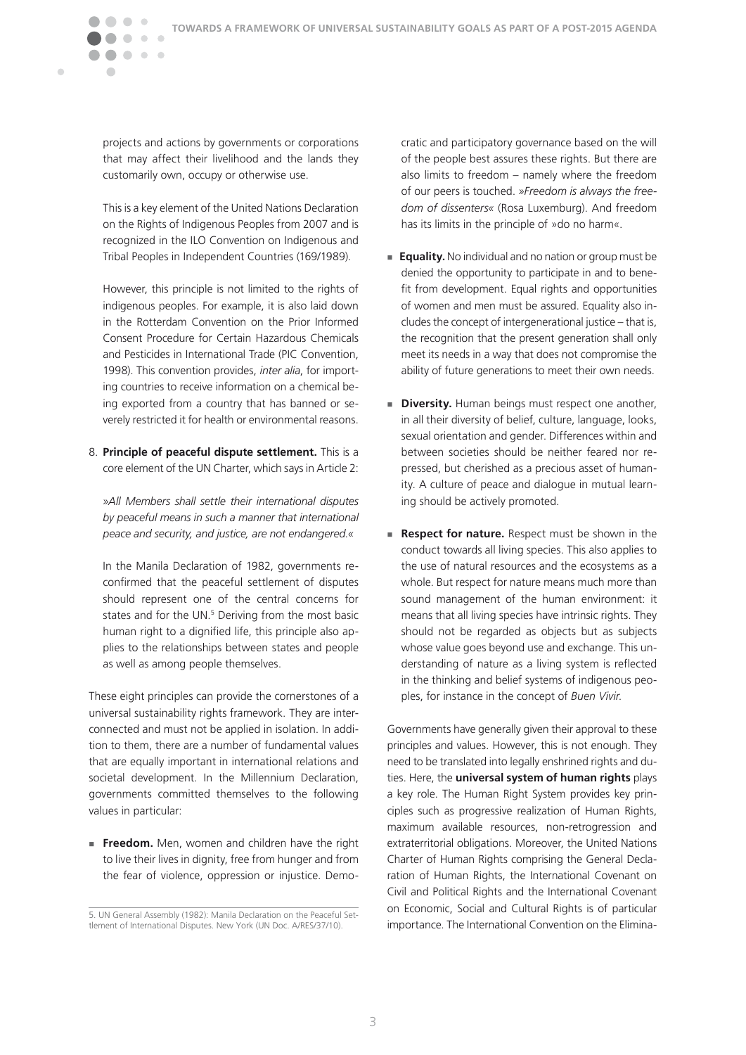projects and actions by governments or corporations that may affect their livelihood and the lands they customarily own, occupy or otherwise use.

This is a key element of the United Nations Declaration on the Rights of Indigenous Peoples from 2007 and is recognized in the ILO Convention on Indigenous and Tribal Peoples in Independent Countries (169/1989).

However, this principle is not limited to the rights of indigenous peoples. For example, it is also laid down in the Rotterdam Convention on the Prior Informed Consent Procedure for Certain Hazardous Chemicals and Pesticides in International Trade (PIC Convention, 1998). This convention provides, *inter alia*, for importing countries to receive information on a chemical being exported from a country that has banned or severely restricted it for health or environmental reasons.

8. **Principle of peaceful dispute settlement.** This is a core element of the UN Charter, which says in Article 2:

   »*All Members shall settle their international disputes by peaceful means in such a manner that international peace and security, and justice, are not endangered.*«

   In the Manila Declaration of 1982, governments reconfirmed that the peaceful settlement of disputes should represent one of the central concerns for states and for the UN.[5] Deriving from the most basic human right to a dignified life, this principle also applies to the relationships between states and people as well as among people themselves.

These eight principles can provide the cornerstones of a universal sustainability rights framework. They are interconnected and must not be applied in isolation. In addition to them, there are a number of fundamental values that are equally important in international relations and societal development. In the Millennium Declaration, governments committed themselves to the following values in particular:

- **Freedom.** Men, women and children have the right to live their lives in dignity, free from hunger and from the fear of violence, oppression or injustice. Democratic and participatory governance based on the will of the people best assures these rights. But there are also limits to freedom – namely where the freedom of our peers is touched. »*Freedom is always the freedom of dissenters*« (Rosa Luxemburg). And freedom has its limits in the principle of »do no harm«.

- **Equality.** No individual and no nation or group must be denied the opportunity to participate in and to benefit from development. Equal rights and opportunities of women and men must be assured. Equality also includes the concept of intergenerational justice – that is, the recognition that the present generation shall only meet its needs in a way that does not compromise the ability of future generations to meet their own needs.

- **Diversity.** Human beings must respect one another, in all their diversity of belief, culture, language, looks, sexual orientation and gender. Differences within and between societies should be neither feared nor repressed, but cherished as a precious asset of humanity. A culture of peace and dialogue in mutual learning should be actively promoted.

- **Respect for nature.** Respect must be shown in the conduct towards all living species. This also applies to the use of natural resources and the ecosystems as a whole. But respect for nature means much more than sound management of the human environment: it means that all living species have intrinsic rights. They should not be regarded as objects but as subjects whose value goes beyond use and exchange. This understanding of nature as a living system is reflected in the thinking and belief systems of indigenous peoples, for instance in the concept of *Buen Vivir.*

Governments have generally given their approval to these principles and values. However, this is not enough. They need to be translated into legally enshrined rights and duties. Here, the **universal system of human rights** plays a key role. The Human Right System provides key principles such as progressive realization of Human Rights, maximum available resources, non-retrogression and extraterritorial obligations. Moreover, the United Nations Charter of Human Rights comprising the General Declaration of Human Rights, the International Covenant on Civil and Political Rights and the International Covenant on Economic, Social and Cultural Rights is of particular importance. The International Convention on the Elimina-

5. UN General Assembly (1982): Manila Declaration on the Peaceful Settlement of International Disputes. New York (UN Doc. A/RES/37/10).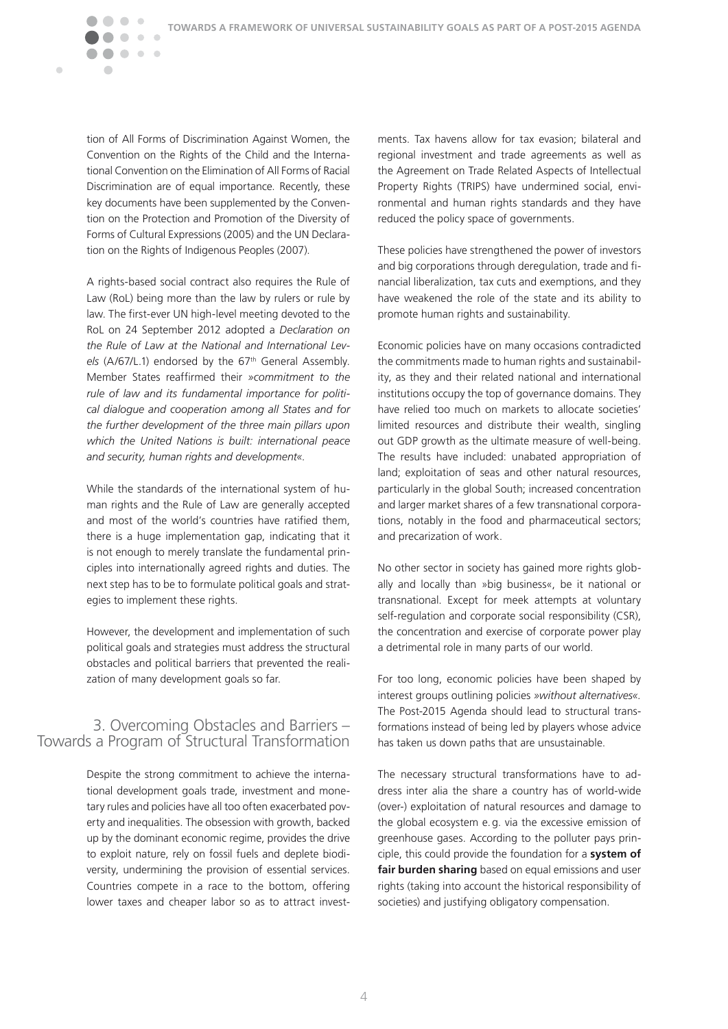tion of All Forms of Discrimination Against Women, the Convention on the Rights of the Child and the International Convention on the Elimination of All Forms of Racial Discrimination are of equal importance. Recently, these key documents have been supplemented by the Convention on the Protection and Promotion of the Diversity of Forms of Cultural Expressions (2005) and the UN Declaration on the Rights of Indigenous Peoples (2007).

A rights-based social contract also requires the Rule of Law (RoL) being more than the law by rulers or rule by law. The first-ever UN high-level meeting devoted to the RoL on 24 September 2012 adopted a *Declaration on the Rule of Law at the National and International Levels* (A/67/L.1) endorsed by the 67th General Assembly. Member States reaffirmed their »*commitment to the rule of law and its fundamental importance for political dialogue and cooperation among all States and for the further development of the three main pillars upon which the United Nations is built: international peace and security, human rights and development*«.

While the standards of the international system of human rights and the Rule of Law are generally accepted and most of the world's countries have ratified them, there is a huge implementation gap, indicating that it is not enough to merely translate the fundamental principles into internationally agreed rights and duties. The next step has to be to formulate political goals and strategies to implement these rights.

However, the development and implementation of such political goals and strategies must address the structural obstacles and political barriers that prevented the realization of many development goals so far.

## 3. Overcoming Obstacles and Barriers – Towards a Program of Structural Transformation

Despite the strong commitment to achieve the international development goals trade, investment and monetary rules and policies have all too often exacerbated poverty and inequalities. The obsession with growth, backed up by the dominant economic regime, provides the drive to exploit nature, rely on fossil fuels and deplete biodiversity, undermining the provision of essential services. Countries compete in a race to the bottom, offering lower taxes and cheaper labor so as to attract investments. Tax havens allow for tax evasion; bilateral and regional investment and trade agreements as well as the Agreement on Trade Related Aspects of Intellectual Property Rights (TRIPS) have undermined social, environmental and human rights standards and they have reduced the policy space of governments.

These policies have strengthened the power of investors and big corporations through deregulation, trade and financial liberalization, tax cuts and exemptions, and they have weakened the role of the state and its ability to promote human rights and sustainability.

Economic policies have on many occasions contradicted the commitments made to human rights and sustainability, as they and their related national and international institutions occupy the top of governance domains. They have relied too much on markets to allocate societies' limited resources and distribute their wealth, singling out GDP growth as the ultimate measure of well-being. The results have included: unabated appropriation of land; exploitation of seas and other natural resources, particularly in the global South; increased concentration and larger market shares of a few transnational corporations, notably in the food and pharmaceutical sectors; and precarization of work.

No other sector in society has gained more rights globally and locally than »big business«, be it national or transnational. Except for meek attempts at voluntary self-regulation and corporate social responsibility (CSR), the concentration and exercise of corporate power play a detrimental role in many parts of our world.

For too long, economic policies have been shaped by interest groups outlining policies »*without alternatives*«. The Post-2015 Agenda should lead to structural transformations instead of being led by players whose advice has taken us down paths that are unsustainable.

The necessary structural transformations have to address inter alia the share a country has of world-wide (over-) exploitation of natural resources and damage to the global ecosystem e.g. via the excessive emission of greenhouse gases. According to the polluter pays principle, this could provide the foundation for a **system of fair burden sharing** based on equal emissions and user rights (taking into account the historical responsibility of societies) and justifying obligatory compensation.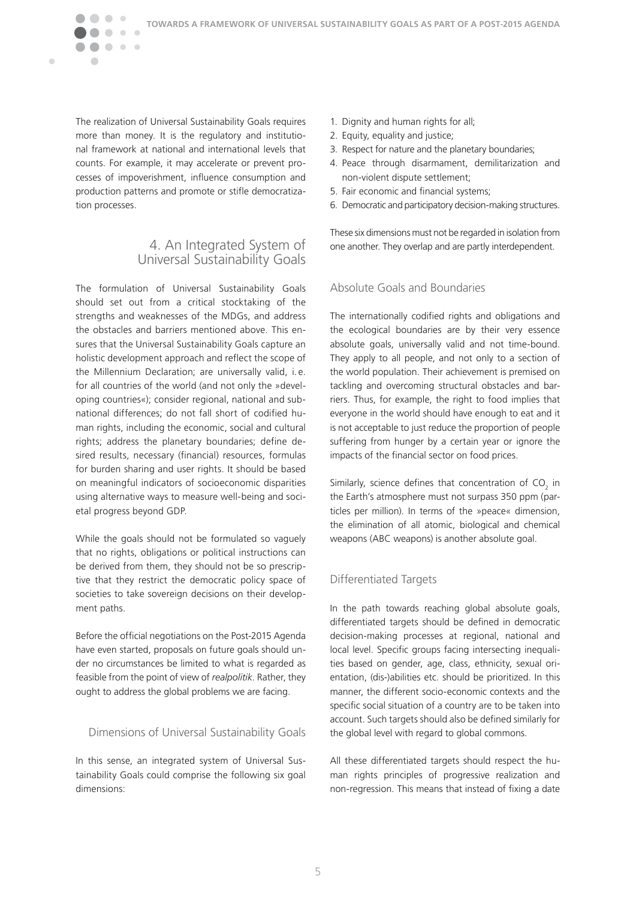The realization of Universal Sustainability Goals requires more than money. It is the regulatory and institutional framework at national and international levels that counts. For example, it may accelerate or prevent processes of impoverishment, influence consumption and production patterns and promote or stifle democratization processes.

## 4. An Integrated System of Universal Sustainability Goals

The formulation of Universal Sustainability Goals should set out from a critical stocktaking of the strengths and weaknesses of the MDGs, and address the obstacles and barriers mentioned above. This ensures that the Universal Sustainability Goals capture an holistic development approach and reflect the scope of the Millennium Declaration; are universally valid, i. e. for all countries of the world (and not only the »developing countries«); consider regional, national and subnational differences; do not fall short of codified human rights, including the economic, social and cultural rights; address the planetary boundaries; define desired results, necessary (financial) resources, formulas for burden sharing and user rights. It should be based on meaningful indicators of socioeconomic disparities using alternative ways to measure well-being and societal progress beyond GDP.

While the goals should not be formulated so vaguely that no rights, obligations or political instructions can be derived from them, they should not be so prescriptive that they restrict the democratic policy space of societies to take sovereign decisions on their development paths.

Before the official negotiations on the Post-2015 Agenda have even started, proposals on future goals should under no circumstances be limited to what is regarded as feasible from the point of view of *realpolitik*. Rather, they ought to address the global problems we are facing.

### Dimensions of Universal Sustainability Goals

In this sense, an integrated system of Universal Sustainability Goals could comprise the following six goal dimensions:

1. Dignity and human rights for all;
2. Equity, equality and justice;
3. Respect for nature and the planetary boundaries;
4. Peace through disarmament, demilitarization and non-violent dispute settlement;
5. Fair economic and financial systems;
6. Democratic and participatory decision-making structures.

These six dimensions must not be regarded in isolation from one another. They overlap and are partly interdependent.

### Absolute Goals and Boundaries

The internationally codified rights and obligations and the ecological boundaries are by their very essence absolute goals, universally valid and not time-bound. They apply to all people, and not only to a section of the world population. Their achievement is premised on tackling and overcoming structural obstacles and barriers. Thus, for example, the right to food implies that everyone in the world should have enough to eat and it is not acceptable to just reduce the proportion of people suffering from hunger by a certain year or ignore the impacts of the financial sector on food prices.

Similarly, science defines that concentration of $CO_2$ in the Earth's atmosphere must not surpass 350 ppm (particles per million). In terms of the »peace« dimension, the elimination of all atomic, biological and chemical weapons (ABC weapons) is another absolute goal.

### Differentiated Targets

In the path towards reaching global absolute goals, differentiated targets should be defined in democratic decision-making processes at regional, national and local level. Specific groups facing intersecting inequalities based on gender, age, class, ethnicity, sexual orientation, (dis-)abilities etc. should be prioritized. In this manner, the different socio-economic contexts and the specific social situation of a country are to be taken into account. Such targets should also be defined similarly for the global level with regard to global commons.

All these differentiated targets should respect the human rights principles of progressive realization and non-regression. This means that instead of fixing a date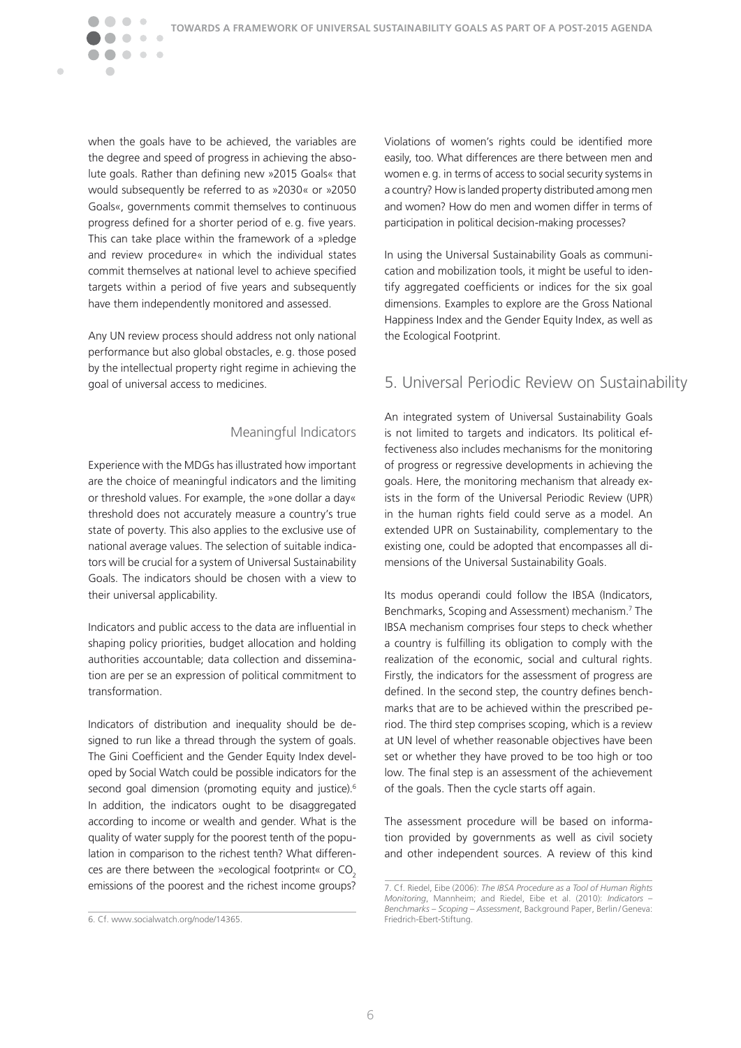when the goals have to be achieved, the variables are the degree and speed of progress in achieving the absolute goals. Rather than defining new »2015 Goals« that would subsequently be referred to as »2030« or »2050 Goals«, governments commit themselves to continuous progress defined for a shorter period of e.g. five years. This can take place within the framework of a »pledge and review procedure« in which the individual states commit themselves at national level to achieve specified targets within a period of five years and subsequently have them independently monitored and assessed.

Any UN review process should address not only national performance but also global obstacles, e.g. those posed by the intellectual property right regime in achieving the goal of universal access to medicines.

### Meaningful Indicators

Experience with the MDGs has illustrated how important are the choice of meaningful indicators and the limiting or threshold values. For example, the »one dollar a day« threshold does not accurately measure a country's true state of poverty. This also applies to the exclusive use of national average values. The selection of suitable indicators will be crucial for a system of Universal Sustainability Goals. The indicators should be chosen with a view to their universal applicability.

Indicators and public access to the data are influential in shaping policy priorities, budget allocation and holding authorities accountable; data collection and dissemination are per se an expression of political commitment to transformation.

Indicators of distribution and inequality should be designed to run like a thread through the system of goals. The Gini Coefficient and the Gender Equity Index developed by Social Watch could be possible indicators for the second goal dimension (promoting equity and justice).[6] In addition, the indicators ought to be disaggregated according to income or wealth and gender. What is the quality of water supply for the poorest tenth of the population in comparison to the richest tenth? What differences are there between the »ecological footprint« or $CO_2$ emissions of the poorest and the richest income groups?

Violations of women's rights could be identified more easily, too. What differences are there between men and women e.g. in terms of access to social security systems in a country? How is landed property distributed among men and women? How do men and women differ in terms of participation in political decision-making processes?

In using the Universal Sustainability Goals as communication and mobilization tools, it might be useful to identify aggregated coefficients or indices for the six goal dimensions. Examples to explore are the Gross National Happiness Index and the Gender Equity Index, as well as the Ecological Footprint.

## 5. Universal Periodic Review on Sustainability

An integrated system of Universal Sustainability Goals is not limited to targets and indicators. Its political effectiveness also includes mechanisms for the monitoring of progress or regressive developments in achieving the goals. Here, the monitoring mechanism that already exists in the form of the Universal Periodic Review (UPR) in the human rights field could serve as a model. An extended UPR on Sustainability, complementary to the existing one, could be adopted that encompasses all dimensions of the Universal Sustainability Goals.

Its modus operandi could follow the IBSA (Indicators, Benchmarks, Scoping and Assessment) mechanism.[7] The IBSA mechanism comprises four steps to check whether a country is fulfilling its obligation to comply with the realization of the economic, social and cultural rights. Firstly, the indicators for the assessment of progress are defined. In the second step, the country defines benchmarks that are to be achieved within the prescribed period. The third step comprises scoping, which is a review at UN level of whether reasonable objectives have been set or whether they have proved to be too high or too low. The final step is an assessment of the achievement of the goals. Then the cycle starts off again.

The assessment procedure will be based on information provided by governments as well as civil society and other independent sources. A review of this kind

---

6. Cf. www.socialwatch.org/node/14365.

7. Cf. Riedel, Eibe (2006): *The IBSA Procedure as a Tool of Human Rights Monitoring*, Mannheim; and Riedel, Eibe et al. (2010): *Indicators – Benchmarks – Scoping – Assessment*, Background Paper, Berlin/Geneva: Friedrich-Ebert-Stiftung.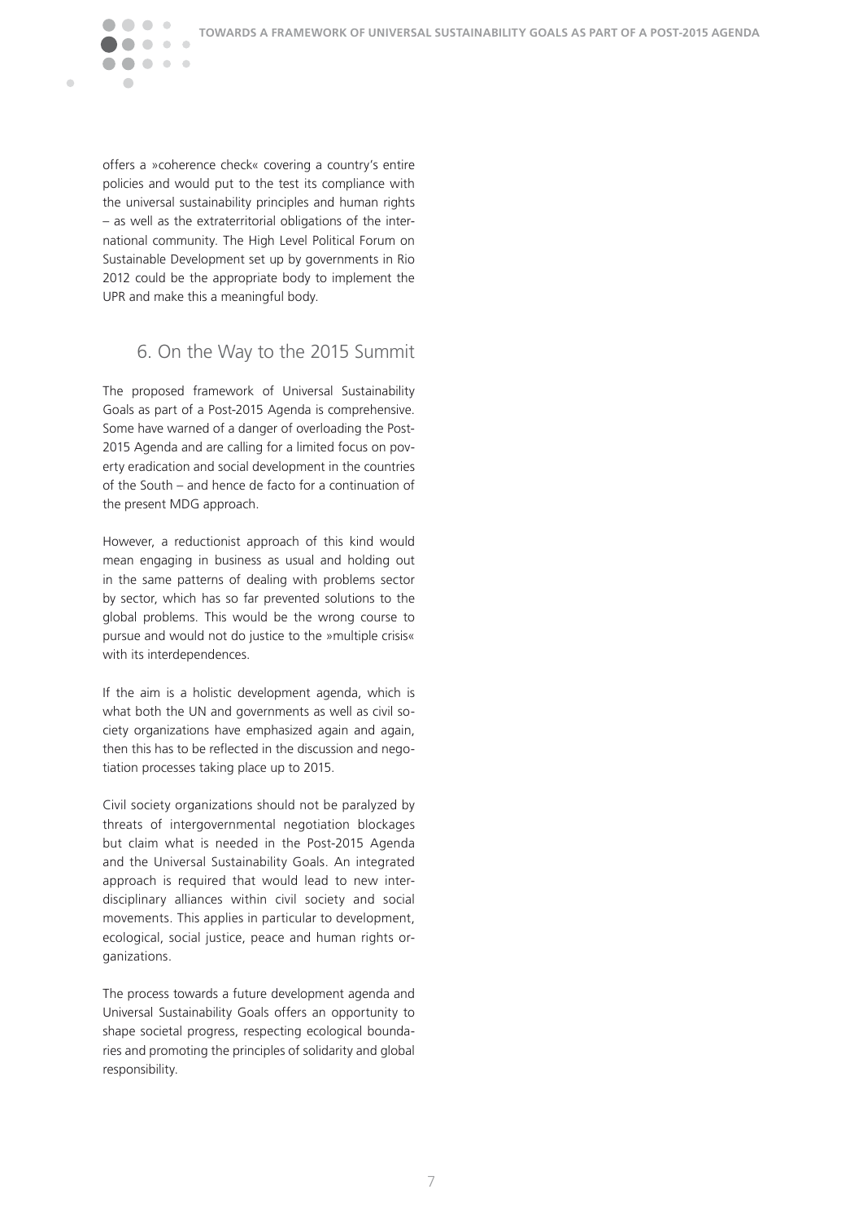offers a »coherence check« covering a country's entire policies and would put to the test its compliance with the universal sustainability principles and human rights – as well as the extraterritorial obligations of the international community. The High Level Political Forum on Sustainable Development set up by governments in Rio 2012 could be the appropriate body to implement the UPR and make this a meaningful body.

## 6. On the Way to the 2015 Summit

The proposed framework of Universal Sustainability Goals as part of a Post-2015 Agenda is comprehensive. Some have warned of a danger of overloading the Post-2015 Agenda and are calling for a limited focus on poverty eradication and social development in the countries of the South – and hence de facto for a continuation of the present MDG approach.

However, a reductionist approach of this kind would mean engaging in business as usual and holding out in the same patterns of dealing with problems sector by sector, which has so far prevented solutions to the global problems. This would be the wrong course to pursue and would not do justice to the »multiple crisis« with its interdependences.

If the aim is a holistic development agenda, which is what both the UN and governments as well as civil society organizations have emphasized again and again, then this has to be reflected in the discussion and negotiation processes taking place up to 2015.

Civil society organizations should not be paralyzed by threats of intergovernmental negotiation blockages but claim what is needed in the Post-2015 Agenda and the Universal Sustainability Goals. An integrated approach is required that would lead to new interdisciplinary alliances within civil society and social movements. This applies in particular to development, ecological, social justice, peace and human rights organizations.

The process towards a future development agenda and Universal Sustainability Goals offers an opportunity to shape societal progress, respecting ecological boundaries and promoting the principles of solidarity and global responsibility.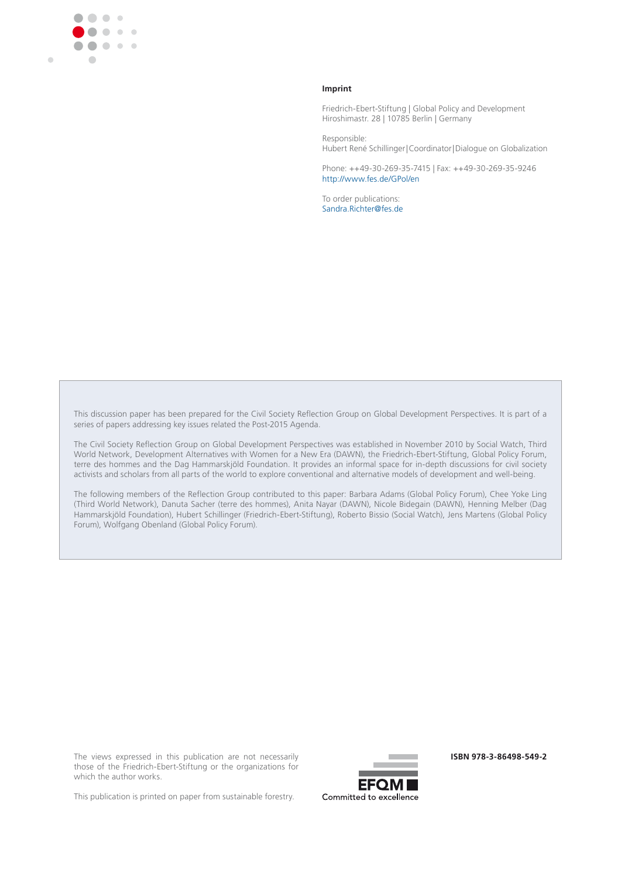**Imprint**

Friedrich-Ebert-Stiftung | Global Policy and Development
Hiroshimastr. 28 | 10785 Berlin | Germany

Responsible:
Hubert René Schillinger|Coordinator|Dialogue on Globalization

Phone: ++49-30-269-35-7415 | Fax: ++49-30-269-35-9246
http://www.fes.de/GPol/en

To order publications:
Sandra.Richter@fes.de

This discussion paper has been prepared for the Civil Society Reflection Group on Global Development Perspectives. It is part of a series of papers addressing key issues related the Post-2015 Agenda.

The Civil Society Reflection Group on Global Development Perspectives was established in November 2010 by Social Watch, Third World Network, Development Alternatives with Women for a New Era (DAWN), the Friedrich-Ebert-Stiftung, Global Policy Forum, terre des hommes and the Dag Hammarskjöld Foundation. It provides an informal space for in-depth discussions for civil society activists and scholars from all parts of the world to explore conventional and alternative models of development and well-being.

The following members of the Reflection Group contributed to this paper: Barbara Adams (Global Policy Forum), Chee Yoke Ling (Third World Network), Danuta Sacher (terre des hommes), Anita Nayar (DAWN), Nicole Bidegain (DAWN), Henning Melber (Dag Hammarskjöld Foundation), Hubert Schillinger (Friedrich-Ebert-Stiftung), Roberto Bissio (Social Watch), Jens Martens (Global Policy Forum), Wolfgang Obenland (Global Policy Forum).

The views expressed in this publication are not necessarily those of the Friedrich-Ebert-Stiftung or the organizations for which the author works.

This publication is printed on paper from sustainable forestry.

EFQM
Committed to excellence

**ISBN 978-3-86498-549-2**